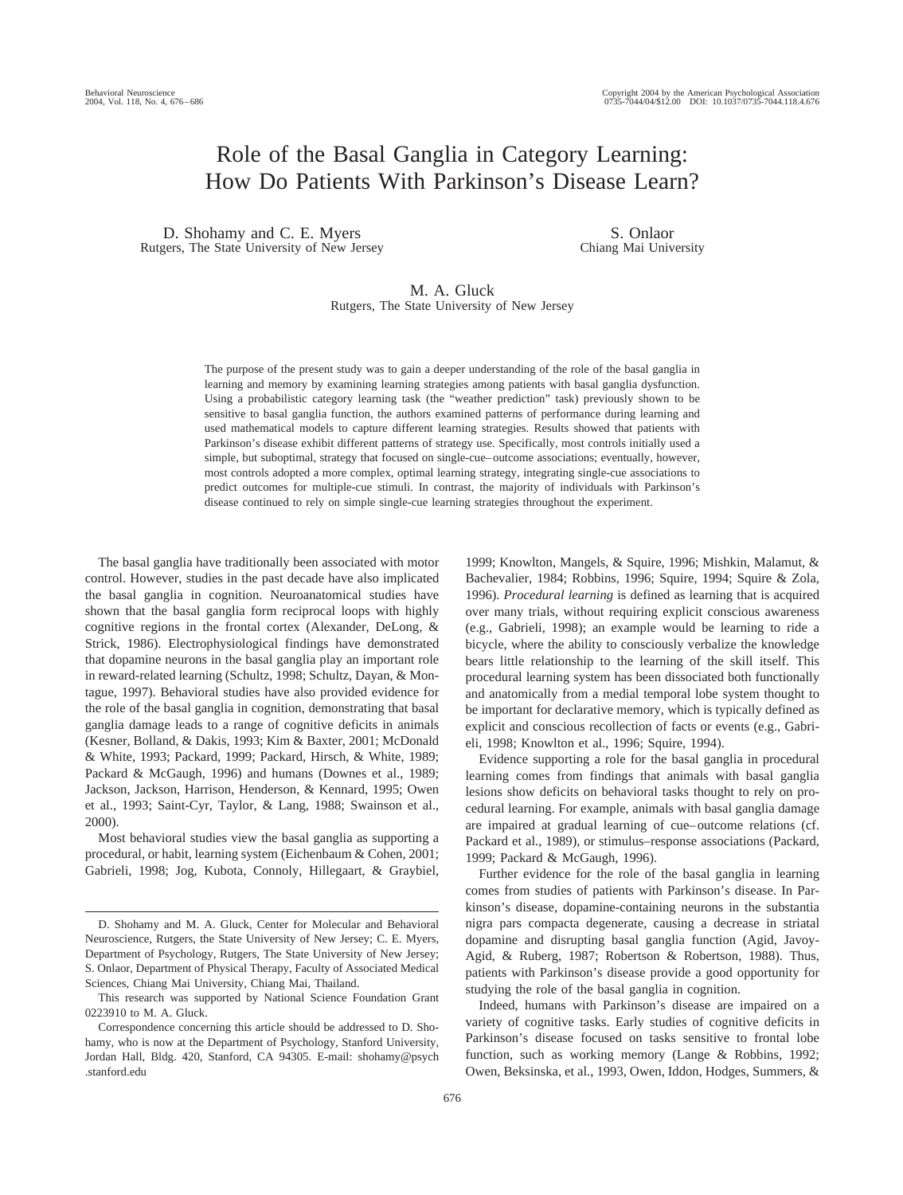# Role of the Basal Ganglia in Category Learning: How Do Patients With Parkinson's Disease Learn?

D. Shohamy and C. E. Myers
Rutgers, The State University of New Jersey

S. Onlaor
Chiang Mai University

M. A. Gluck
Rutgers, The State University of New Jersey

The purpose of the present study was to gain a deeper understanding of the role of the basal ganglia in learning and memory by examining learning strategies among patients with basal ganglia dysfunction. Using a probabilistic category learning task (the "weather prediction" task) previously shown to be sensitive to basal ganglia function, the authors examined patterns of performance during learning and used mathematical models to capture different learning strategies. Results showed that patients with Parkinson's disease exhibit different patterns of strategy use. Specifically, most controls initially used a simple, but suboptimal, strategy that focused on single-cue–outcome associations; eventually, however, most controls adopted a more complex, optimal learning strategy, integrating single-cue associations to predict outcomes for multiple-cue stimuli. In contrast, the majority of individuals with Parkinson's disease continued to rely on simple single-cue learning strategies throughout the experiment.

The basal ganglia have traditionally been associated with motor control. However, studies in the past decade have also implicated the basal ganglia in cognition. Neuroanatomical studies have shown that the basal ganglia form reciprocal loops with highly cognitive regions in the frontal cortex (Alexander, DeLong, & Strick, 1986). Electrophysiological findings have demonstrated that dopamine neurons in the basal ganglia play an important role in reward-related learning (Schultz, 1998; Schultz, Dayan, & Montague, 1997). Behavioral studies have also provided evidence for the role of the basal ganglia in cognition, demonstrating that basal ganglia damage leads to a range of cognitive deficits in animals (Kesner, Bolland, & Dakis, 1993; Kim & Baxter, 2001; McDonald & White, 1993; Packard, 1999; Packard, Hirsch, & White, 1989; Packard & McGaugh, 1996) and humans (Downes et al., 1989; Jackson, Jackson, Harrison, Henderson, & Kennard, 1995; Owen et al., 1993; Saint-Cyr, Taylor, & Lang, 1988; Swainson et al., 2000).

Most behavioral studies view the basal ganglia as supporting a procedural, or habit, learning system (Eichenbaum & Cohen, 2001; Gabrieli, 1998; Jog, Kubota, Connoly, Hillegaart, & Graybiel, 1999; Knowlton, Mangels, & Squire, 1996; Mishkin, Malamut, & Bachevalier, 1984; Robbins, 1996; Squire, 1994; Squire & Zola, 1996). *Procedural learning* is defined as learning that is acquired over many trials, without requiring explicit conscious awareness (e.g., Gabrieli, 1998); an example would be learning to ride a bicycle, where the ability to consciously verbalize the knowledge bears little relationship to the learning of the skill itself. This procedural learning system has been dissociated both functionally and anatomically from a medial temporal lobe system thought to be important for declarative memory, which is typically defined as explicit and conscious recollection of facts or events (e.g., Gabrieli, 1998; Knowlton et al., 1996; Squire, 1994).

Evidence supporting a role for the basal ganglia in procedural learning comes from findings that animals with basal ganglia lesions show deficits on behavioral tasks thought to rely on procedural learning. For example, animals with basal ganglia damage are impaired at gradual learning of cue–outcome relations (cf. Packard et al., 1989), or stimulus–response associations (Packard, 1999; Packard & McGaugh, 1996).

Further evidence for the role of the basal ganglia in learning comes from studies of patients with Parkinson's disease. In Parkinson's disease, dopamine-containing neurons in the substantia nigra pars compacta degenerate, causing a decrease in striatal dopamine and disrupting basal ganglia function (Agid, Javoy-Agid, & Ruberg, 1987; Robertson & Robertson, 1988). Thus, patients with Parkinson's disease provide a good opportunity for studying the role of the basal ganglia in cognition.

Indeed, humans with Parkinson's disease are impaired on a variety of cognitive tasks. Early studies of cognitive deficits in Parkinson's disease focused on tasks sensitive to frontal lobe function, such as working memory (Lange & Robbins, 1992; Owen, Beksinska, et al., 1993, Owen, Iddon, Hodges, Summers, &

---

D. Shohamy and M. A. Gluck, Center for Molecular and Behavioral Neuroscience, Rutgers, the State University of New Jersey; C. E. Myers, Department of Psychology, Rutgers, The State University of New Jersey; S. Onlaor, Department of Physical Therapy, Faculty of Associated Medical Sciences, Chiang Mai University, Chiang Mai, Thailand.

This research was supported by National Science Foundation Grant 0223910 to M. A. Gluck.

Correspondence concerning this article should be addressed to D. Shohamy, who is now at the Department of Psychology, Stanford University, Jordan Hall, Bldg. 420, Stanford, CA 94305. E-mail: shohamy@psych.stanford.edu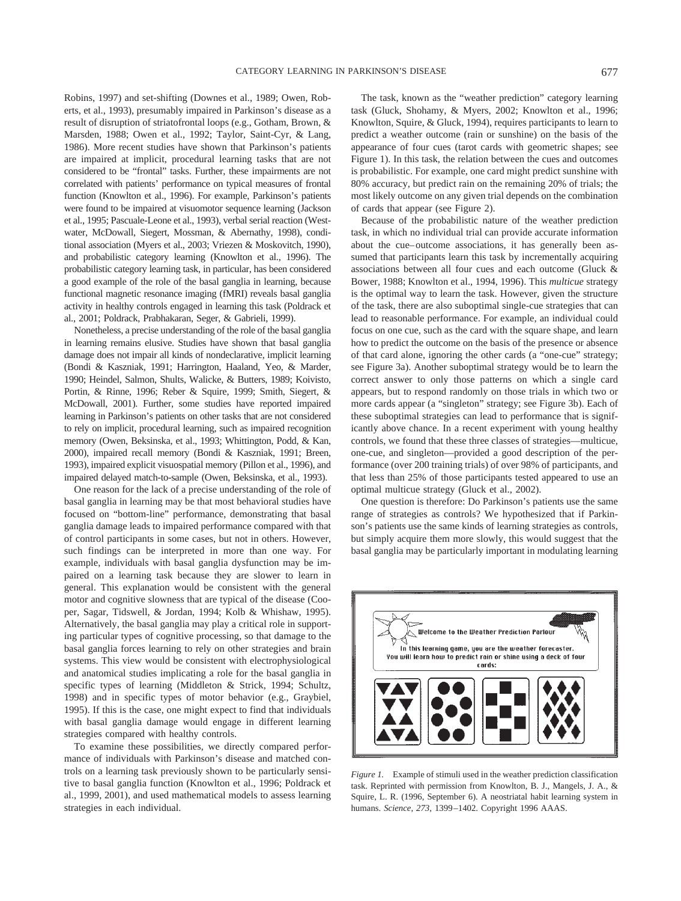Robins, 1997) and set-shifting (Downes et al., 1989; Owen, Roberts, et al., 1993), presumably impaired in Parkinson's disease as a result of disruption of striatofrontal loops (e.g., Gotham, Brown, & Marsden, 1988; Owen et al., 1992; Taylor, Saint-Cyr, & Lang, 1986). More recent studies have shown that Parkinson's patients are impaired at implicit, procedural learning tasks that are not considered to be "frontal" tasks. Further, these impairments are not correlated with patients' performance on typical measures of frontal function (Knowlton et al., 1996). For example, Parkinson's patients were found to be impaired at visuomotor sequence learning (Jackson et al., 1995; Pascuale-Leone et al., 1993), verbal serial reaction (Westwater, McDowall, Siegert, Mossman, & Abernathy, 1998), conditional association (Myers et al., 2003; Vriezen & Moskovitch, 1990), and probabilistic category learning (Knowlton et al., 1996). The probabilistic category learning task, in particular, has been considered a good example of the role of the basal ganglia in learning, because functional magnetic resonance imaging (fMRI) reveals basal ganglia activity in healthy controls engaged in learning this task (Poldrack et al., 2001; Poldrack, Prabhakaran, Seger, & Gabrieli, 1999).

Nonetheless, a precise understanding of the role of the basal ganglia in learning remains elusive. Studies have shown that basal ganglia damage does not impair all kinds of nondeclarative, implicit learning (Bondi & Kaszniak, 1991; Harrington, Haaland, Yeo, & Marder, 1990; Heindel, Salmon, Shults, Walicke, & Butters, 1989; Koivisto, Portin, & Rinne, 1996; Reber & Squire, 1999; Smith, Siegert, & McDowall, 2001). Further, some studies have reported impaired learning in Parkinson's patients on other tasks that are not considered to rely on implicit, procedural learning, such as impaired recognition memory (Owen, Beksinska, et al., 1993; Whittington, Podd, & Kan, 2000), impaired recall memory (Bondi & Kaszniak, 1991; Breen, 1993), impaired explicit visuospatial memory (Pillon et al., 1996), and impaired delayed match-to-sample (Owen, Beksinska, et al., 1993).

One reason for the lack of a precise understanding of the role of basal ganglia in learning may be that most behavioral studies have focused on "bottom-line" performance, demonstrating that basal ganglia damage leads to impaired performance compared with that of control participants in some cases, but not in others. However, such findings can be interpreted in more than one way. For example, individuals with basal ganglia dysfunction may be impaired on a learning task because they are slower to learn in general. This explanation would be consistent with the general motor and cognitive slowness that are typical of the disease (Cooper, Sagar, Tidswell, & Jordan, 1994; Kolb & Whishaw, 1995). Alternatively, the basal ganglia may play a critical role in supporting particular types of cognitive processing, so that damage to the basal ganglia forces learning to rely on other strategies and brain systems. This view would be consistent with electrophysiological and anatomical studies implicating a role for the basal ganglia in specific types of learning (Middleton & Strick, 1994; Schultz, 1998) and in specific types of motor behavior (e.g., Graybiel, 1995). If this is the case, one might expect to find that individuals with basal ganglia damage would engage in different learning strategies compared with healthy controls.

To examine these possibilities, we directly compared performance of individuals with Parkinson's disease and matched controls on a learning task previously shown to be particularly sensitive to basal ganglia function (Knowlton et al., 1996; Poldrack et al., 1999, 2001), and used mathematical models to assess learning strategies in each individual.

The task, known as the "weather prediction" category learning task (Gluck, Shohamy, & Myers, 2002; Knowlton et al., 1996; Knowlton, Squire, & Gluck, 1994), requires participants to learn to predict a weather outcome (rain or sunshine) on the basis of the appearance of four cues (tarot cards with geometric shapes; see Figure 1). In this task, the relation between the cues and outcomes is probabilistic. For example, one card might predict sunshine with 80% accuracy, but predict rain on the remaining 20% of trials; the most likely outcome on any given trial depends on the combination of cards that appear (see Figure 2).

Because of the probabilistic nature of the weather prediction task, in which no individual trial can provide accurate information about the cue–outcome associations, it has generally been assumed that participants learn this task by incrementally acquiring associations between all four cues and each outcome (Gluck & Bower, 1988; Knowlton et al., 1994, 1996). This *multicue* strategy is the optimal way to learn the task. However, given the structure of the task, there are also suboptimal single-cue strategies that can lead to reasonable performance. For example, an individual could focus on one cue, such as the card with the square shape, and learn how to predict the outcome on the basis of the presence or absence of that card alone, ignoring the other cards (a "one-cue" strategy; see Figure 3a). Another suboptimal strategy would be to learn the correct answer to only those patterns on which a single card appears, but to respond randomly on those trials in which two or more cards appear (a "singleton" strategy; see Figure 3b). Each of these suboptimal strategies can lead to performance that is significantly above chance. In a recent experiment with young healthy controls, we found that these three classes of strategies—multicue, one-cue, and singleton—provided a good description of the performance (over 200 training trials) of over 98% of participants, and that less than 25% of those participants tested appeared to use an optimal multicue strategy (Gluck et al., 2002).

One question is therefore: Do Parkinson's patients use the same range of strategies as controls? We hypothesized that if Parkinson's patients use the same kinds of learning strategies as controls, but simply acquire them more slowly, this would suggest that the basal ganglia may be particularly important in modulating learning

*Figure 1.* Example of stimuli used in the weather prediction classification task. Reprinted with permission from Knowlton, B. J., Mangels, J. A., & Squire, L. R. (1996, September 6). A neostriatal habit learning system in humans. *Science, 273*, 1399–1402. Copyright 1996 AAAS.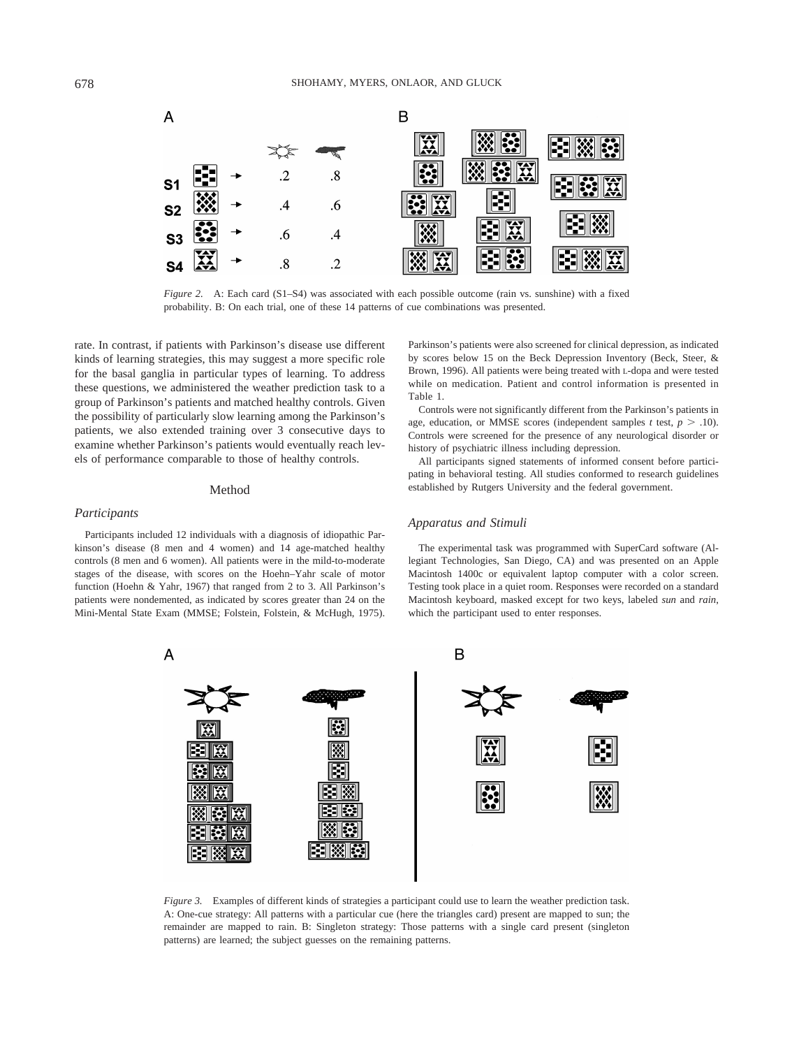*Figure 2.* A: Each card (S1–S4) was associated with each possible outcome (rain vs. sunshine) with a fixed probability. B: On each trial, one of these 14 patterns of cue combinations was presented.

rate. In contrast, if patients with Parkinson's disease use different kinds of learning strategies, this may suggest a more specific role for the basal ganglia in particular types of learning. To address these questions, we administered the weather prediction task to a group of Parkinson's patients and matched healthy controls. Given the possibility of particularly slow learning among the Parkinson's patients, we also extended training over 3 consecutive days to examine whether Parkinson's patients would eventually reach levels of performance comparable to those of healthy controls.

## Method

### Participants

Participants included 12 individuals with a diagnosis of idiopathic Parkinson's disease (8 men and 4 women) and 14 age-matched healthy controls (8 men and 6 women). All patients were in the mild-to-moderate stages of the disease, with scores on the Hoehn–Yahr scale of motor function (Hoehn & Yahr, 1967) that ranged from 2 to 3. All Parkinson's patients were nondemented, as indicated by scores greater than 24 on the Mini-Mental State Exam (MMSE; Folstein, Folstein, & McHugh, 1975). Parkinson's patients were also screened for clinical depression, as indicated by scores below 15 on the Beck Depression Inventory (Beck, Steer, & Brown, 1996). All patients were being treated with L-dopa and were tested while on medication. Patient and control information is presented in Table 1.

Controls were not significantly different from the Parkinson's patients in age, education, or MMSE scores (independent samples *t* test, $p > .10$). Controls were screened for the presence of any neurological disorder or history of psychiatric illness including depression.

All participants signed statements of informed consent before participating in behavioral testing. All studies conformed to research guidelines established by Rutgers University and the federal government.

### Apparatus and Stimuli

The experimental task was programmed with SuperCard software (Allegiant Technologies, San Diego, CA) and was presented on an Apple Macintosh 1400c or equivalent laptop computer with a color screen. Testing took place in a quiet room. Responses were recorded on a standard Macintosh keyboard, masked except for two keys, labeled *sun* and *rain*, which the participant used to enter responses.

*Figure 3.* Examples of different kinds of strategies a participant could use to learn the weather prediction task. A: One-cue strategy: All patterns with a particular cue (here the triangles card) present are mapped to sun; the remainder are mapped to rain. B: Singleton strategy: Those patterns with a single card present (singleton patterns) are learned; the subject guesses on the remaining patterns.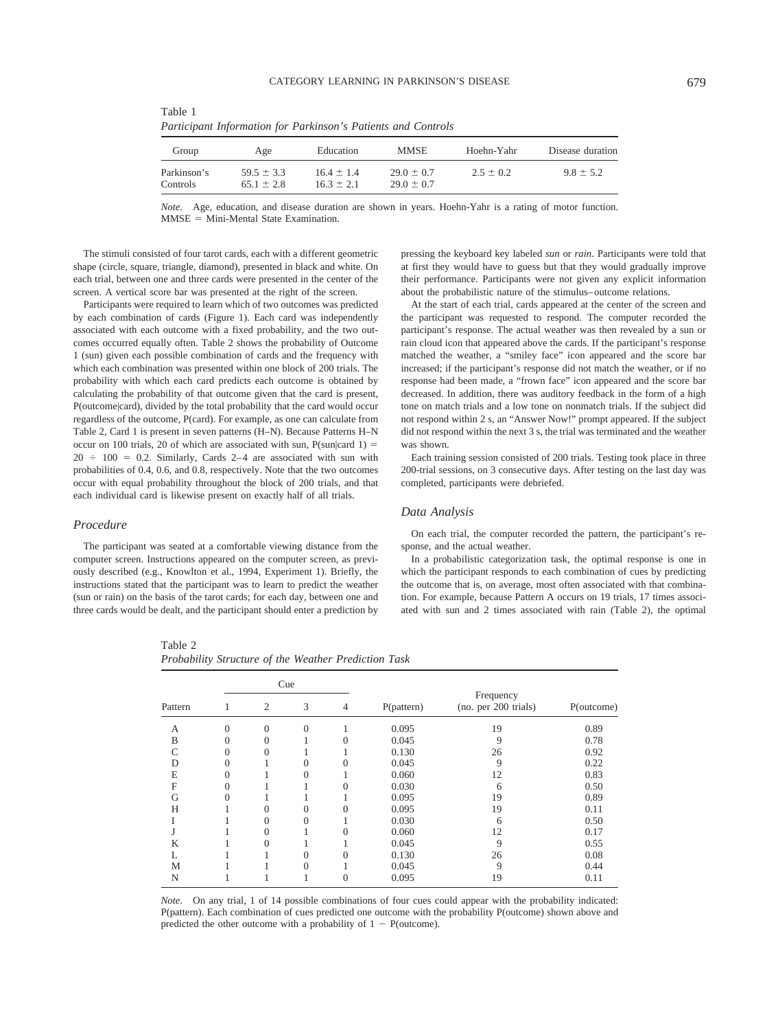Table 1
*Participant Information for Parkinson's Patients and Controls*

| Group | Age | Education | MMSE | Hoehn-Yahr | Disease duration |
|---|---|---|---|---|---|
| Parkinson's | 59.5 ± 3.3 | 16.4 ± 1.4 | 29.0 ± 0.7 | 2.5 ± 0.2 | 9.8 ± 5.2 |
| Controls | 65.1 ± 2.8 | 16.3 ± 2.1 | 29.0 ± 0.7 | | |

*Note.* Age, education, and disease duration are shown in years. Hoehn-Yahr is a rating of motor function. MMSE = Mini-Mental State Examination.

The stimuli consisted of four tarot cards, each with a different geometric shape (circle, square, triangle, diamond), presented in black and white. On each trial, between one and three cards were presented in the center of the screen. A vertical score bar was presented at the right of the screen.

Participants were required to learn which of two outcomes was predicted by each combination of cards (Figure 1). Each card was independently associated with each outcome with a fixed probability, and the two outcomes occurred equally often. Table 2 shows the probability of Outcome 1 (sun) given each possible combination of cards and the frequency with which each combination was presented within one block of 200 trials. The probability with which each card predicts each outcome is obtained by calculating the probability of that outcome given that the card is present, P(outcome|card), divided by the total probability that the card would occur regardless of the outcome, P(card). For example, as one can calculate from Table 2, Card 1 is present in seven patterns (H–N). Because Patterns H–N occur on 100 trials, 20 of which are associated with sun, P(sun|card 1) = $20 \div 100 = 0.2$. Similarly, Cards 2–4 are associated with sun with probabilities of 0.4, 0.6, and 0.8, respectively. Note that the two outcomes occur with equal probability throughout the block of 200 trials, and that each individual card is likewise present on exactly half of all trials.

## *Procedure*

The participant was seated at a comfortable viewing distance from the computer screen. Instructions appeared on the computer screen, as previously described (e.g., Knowlton et al., 1994, Experiment 1). Briefly, the instructions stated that the participant was to learn to predict the weather (sun or rain) on the basis of the tarot cards; for each day, between one and three cards would be dealt, and the participant should enter a prediction by pressing the keyboard key labeled *sun* or *rain*. Participants were told that at first they would have to guess but that they would gradually improve their performance. Participants were not given any explicit information about the probabilistic nature of the stimulus–outcome relations.

At the start of each trial, cards appeared at the center of the screen and the participant was requested to respond. The computer recorded the participant's response. The actual weather was then revealed by a sun or rain cloud icon that appeared above the cards. If the participant's response matched the weather, a "smiley face" icon appeared and the score bar increased; if the participant's response did not match the weather, or if no response had been made, a "frown face" icon appeared and the score bar decreased. In addition, there was auditory feedback in the form of a high tone on match trials and a low tone on nonmatch trials. If the subject did not respond within 2 s, an "Answer Now!" prompt appeared. If the subject did not respond within the next 3 s, the trial was terminated and the weather was shown.

Each training session consisted of 200 trials. Testing took place in three 200-trial sessions, on 3 consecutive days. After testing on the last day was completed, participants were debriefed.

## *Data Analysis*

On each trial, the computer recorded the pattern, the participant's response, and the actual weather.

In a probabilistic categorization task, the optimal response is one in which the participant responds to each combination of cues by predicting the outcome that is, on average, most often associated with that combination. For example, because Pattern A occurs on 19 trials, 17 times associated with sun and 2 times associated with rain (Table 2), the optimal

Table 2
*Probability Structure of the Weather Prediction Task*

| | Cue | | | | | | |
|---|---|---|---|---|---|---|---|
| Pattern | 1 | 2 | 3 | 4 | P(pattern) | Frequency (no. per 200 trials) | P(outcome) |
| A | 0 | 0 | 0 | 1 | 0.095 | 19 | 0.89 |
| B | 0 | 0 | 1 | 0 | 0.045 | 9 | 0.78 |
| C | 0 | 0 | 1 | 1 | 0.130 | 26 | 0.92 |
| D | 0 | 1 | 0 | 0 | 0.045 | 9 | 0.22 |
| E | 0 | 1 | 0 | 1 | 0.060 | 12 | 0.83 |
| F | 0 | 1 | 1 | 0 | 0.030 | 6 | 0.50 |
| G | 0 | 1 | 1 | 1 | 0.095 | 19 | 0.89 |
| H | 1 | 0 | 0 | 0 | 0.095 | 19 | 0.11 |
| I | 1 | 0 | 0 | 1 | 0.030 | 6 | 0.50 |
| J | 1 | 0 | 1 | 0 | 0.060 | 12 | 0.17 |
| K | 1 | 0 | 1 | 1 | 0.045 | 9 | 0.55 |
| L | 1 | 1 | 0 | 0 | 0.130 | 26 | 0.08 |
| M | 1 | 1 | 0 | 1 | 0.045 | 9 | 0.44 |
| N | 1 | 1 | 1 | 0 | 0.095 | 19 | 0.11 |

*Note.* On any trial, 1 of 14 possible combinations of four cues could appear with the probability indicated: P(pattern). Each combination of cues predicted one outcome with the probability P(outcome) shown above and predicted the other outcome with a probability of 1 − P(outcome).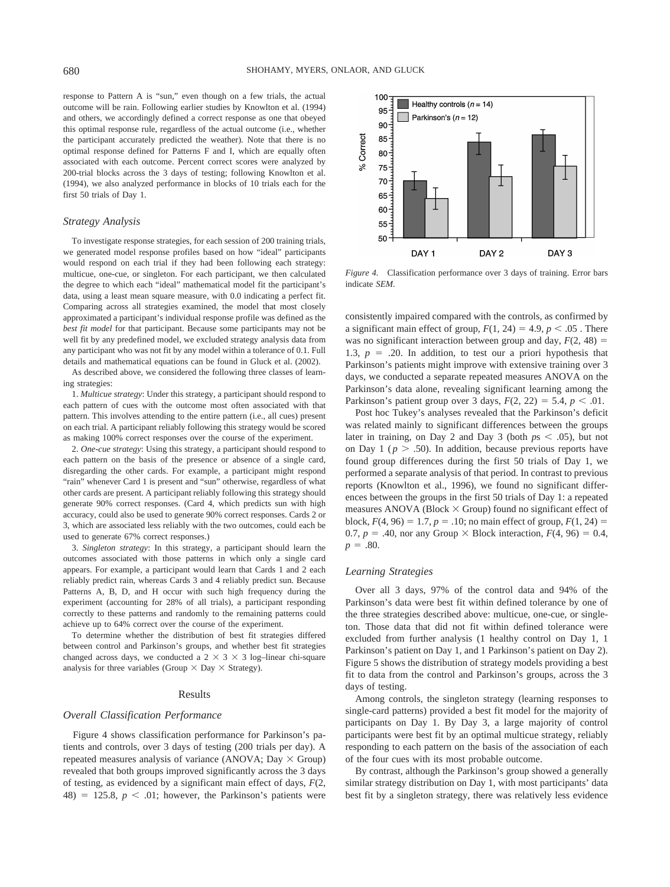response to Pattern A is "sun," even though on a few trials, the actual outcome will be rain. Following earlier studies by Knowlton et al. (1994) and others, we accordingly defined a correct response as one that obeyed this optimal response rule, regardless of the actual outcome (i.e., whether the participant accurately predicted the weather). Note that there is no optimal response defined for Patterns F and I, which are equally often associated with each outcome. Percent correct scores were analyzed by 200-trial blocks across the 3 days of testing; following Knowlton et al. (1994), we also analyzed performance in blocks of 10 trials each for the first 50 trials of Day 1.

### Strategy Analysis

To investigate response strategies, for each session of 200 training trials, we generated model response profiles based on how "ideal" participants would respond on each trial if they had been following each strategy: multicue, one-cue, or singleton. For each participant, we then calculated the degree to which each "ideal" mathematical model fit the participant's data, using a least mean square measure, with 0.0 indicating a perfect fit. Comparing across all strategies examined, the model that most closely approximated a participant's individual response profile was defined as the *best fit model* for that participant. Because some participants may not be well fit by any predefined model, we excluded strategy analysis data from any participant who was not fit by any model within a tolerance of 0.1. Full details and mathematical equations can be found in Gluck et al. (2002).

As described above, we considered the following three classes of learning strategies:

1. *Multicue strategy*: Under this strategy, a participant should respond to each pattern of cues with the outcome most often associated with that pattern. This involves attending to the entire pattern (i.e., all cues) present on each trial. A participant reliably following this strategy would be scored as making 100% correct responses over the course of the experiment.

2. *One-cue strategy*: Using this strategy, a participant should respond to each pattern on the basis of the presence or absence of a single card, disregarding the other cards. For example, a participant might respond "rain" whenever Card 1 is present and "sun" otherwise, regardless of what other cards are present. A participant reliably following this strategy should generate 90% correct responses. (Card 4, which predicts sun with high accuracy, could also be used to generate 90% correct responses. Cards 2 or 3, which are associated less reliably with the two outcomes, could each be used to generate 67% correct responses.)

3. *Singleton strategy*: In this strategy, a participant should learn the outcomes associated with those patterns in which only a single card appears. For example, a participant would learn that Cards 1 and 2 each reliably predict rain, whereas Cards 3 and 4 reliably predict sun. Because Patterns A, B, D, and H occur with such high frequency during the experiment (accounting for 28% of all trials), a participant responding correctly to these patterns and randomly to the remaining patterns could achieve up to 64% correct over the course of the experiment.

To determine whether the distribution of best fit strategies differed between control and Parkinson's groups, and whether best fit strategies changed across days, we conducted a 2 × 3 × 3 log–linear chi-square analysis for three variables (Group × Day × Strategy).

## Results

### Overall Classification Performance

Figure 4 shows classification performance for Parkinson's patients and controls, over 3 days of testing (200 trials per day). A repeated measures analysis of variance (ANOVA; Day × Group) revealed that both groups improved significantly across the 3 days of testing, as evidenced by a significant main effect of days, $F(2, 48) = 125.8$, $p < .01$; however, the Parkinson's patients were consistently impaired compared with the controls, as confirmed by a significant main effect of group, $F(1, 24) = 4.9$, $p < .05$ . There was no significant interaction between group and day, $F(2, 48) = 1.3$, $p = .20$. In addition, to test our a priori hypothesis that Parkinson's patients might improve with extensive training over 3 days, we conducted a separate repeated measures ANOVA on the Parkinson's data alone, revealing significant learning among the Parkinson's patient group over 3 days, $F(2, 22) = 5.4$, $p < .01$.

*Figure 4.* Classification performance over 3 days of training. Error bars indicate *SEM*.

Post hoc Tukey's analyses revealed that the Parkinson's deficit was related mainly to significant differences between the groups later in training, on Day 2 and Day 3 (both $ps < .05$), but not on Day 1 ($p > .50$). In addition, because previous reports have found group differences during the first 50 trials of Day 1, we performed a separate analysis of that period. In contrast to previous reports (Knowlton et al., 1996), we found no significant differences between the groups in the first 50 trials of Day 1: a repeated measures ANOVA (Block × Group) found no significant effect of block, $F(4, 96) = 1.7$, $p = .10$; no main effect of group, $F(1, 24) = 0.7$, $p = .40$, nor any Group × Block interaction, $F(4, 96) = 0.4$, $p = .80$.

### Learning Strategies

Over all 3 days, 97% of the control data and 94% of the Parkinson's data were best fit within defined tolerance by one of the three strategies described above: multicue, one-cue, or singleton. Those data that did not fit within defined tolerance were excluded from further analysis (1 healthy control on Day 1, 1 Parkinson's patient on Day 1, and 1 Parkinson's patient on Day 2). Figure 5 shows the distribution of strategy models providing a best fit to data from the control and Parkinson's groups, across the 3 days of testing.

Among controls, the singleton strategy (learning responses to single-card patterns) provided a best fit model for the majority of participants on Day 1. By Day 3, a large majority of control participants were best fit by an optimal multicue strategy, reliably responding to each pattern on the basis of the association of each of the four cues with its most probable outcome.

By contrast, although the Parkinson's group showed a generally similar strategy distribution on Day 1, with most participants' data best fit by a singleton strategy, there was relatively less evidence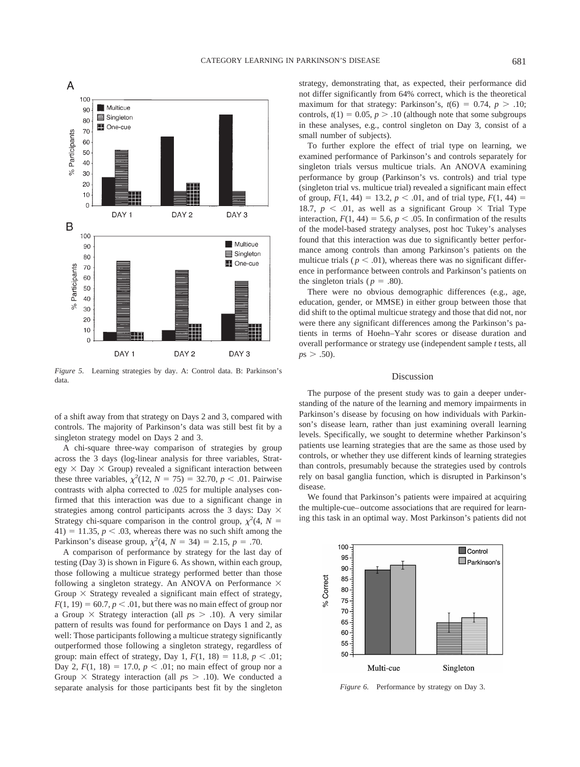*Figure 5.* Learning strategies by day. A: Control data. B: Parkinson's data.

of a shift away from that strategy on Days 2 and 3, compared with controls. The majority of Parkinson's data was still best fit by a singleton strategy model on Days 2 and 3.

A chi-square three-way comparison of strategies by group across the 3 days (log-linear analysis for three variables, Strategy × Day × Group) revealed a significant interaction between these three variables, $\chi^2(12, N = 75) = 32.70$, $p < .01$. Pairwise contrasts with alpha corrected to .025 for multiple analyses confirmed that this interaction was due to a significant change in strategies among control participants across the 3 days: Day × Strategy chi-square comparison in the control group, $\chi^2(4, N = 41) = 11.35$, $p < .03$, whereas there was no such shift among the Parkinson's disease group, $\chi^2(4, N = 34) = 2.15$, $p = .70$.

A comparison of performance by strategy for the last day of testing (Day 3) is shown in Figure 6. As shown, within each group, those following a multicue strategy performed better than those following a singleton strategy. An ANOVA on Performance × Group × Strategy revealed a significant main effect of strategy, $F(1, 19) = 60.7$, $p < .01$, but there was no main effect of group nor a Group × Strategy interaction (all $p$s $> .10$). A very similar pattern of results was found for performance on Days 1 and 2, as well: Those participants following a multicue strategy significantly outperformed those following a singleton strategy, regardless of group: main effect of strategy, Day 1, $F(1, 18) = 11.8$, $p < .01$; Day 2, $F(1, 18) = 17.0$, $p < .01$; no main effect of group nor a Group × Strategy interaction (all $p$s $> .10$). We conducted a separate analysis for those participants best fit by the singleton strategy, demonstrating that, as expected, their performance did not differ significantly from 64% correct, which is the theoretical maximum for that strategy: Parkinson's, $t(6) = 0.74$, $p > .10$; controls, $t(1) = 0.05$, $p > .10$ (although note that some subgroups in these analyses, e.g., control singleton on Day 3, consist of a small number of subjects).

To further explore the effect of trial type on learning, we examined performance of Parkinson's and controls separately for singleton trials versus multicue trials. An ANOVA examining performance by group (Parkinson's vs. controls) and trial type (singleton trial vs. multicue trial) revealed a significant main effect of group, $F(1, 44) = 13.2$, $p < .01$, and of trial type, $F(1, 44) = 18.7$, $p < .01$, as well as a significant Group × Trial Type interaction, $F(1, 44) = 5.6$, $p < .05$. In confirmation of the results of the model-based strategy analyses, post hoc Tukey's analyses found that this interaction was due to significantly better performance among controls than among Parkinson's patients on the multicue trials ($p < .01$), whereas there was no significant difference in performance between controls and Parkinson's patients on the singleton trials ($p = .80$).

There were no obvious demographic differences (e.g., age, education, gender, or MMSE) in either group between those that did shift to the optimal multicue strategy and those that did not, nor were there any significant differences among the Parkinson's patients in terms of Hoehn–Yahr scores or disease duration and overall performance or strategy use (independent sample $t$ tests, all $p$s $> .50$).

## Discussion

The purpose of the present study was to gain a deeper understanding of the nature of the learning and memory impairments in Parkinson's disease by focusing on how individuals with Parkinson's disease learn, rather than just examining overall learning levels. Specifically, we sought to determine whether Parkinson's patients use learning strategies that are the same as those used by controls, or whether they use different kinds of learning strategies than controls, presumably because the strategies used by controls rely on basal ganglia function, which is disrupted in Parkinson's disease.

We found that Parkinson's patients were impaired at acquiring the multiple-cue–outcome associations that are required for learning this task in an optimal way. Most Parkinson's patients did not

*Figure 6.* Performance by strategy on Day 3.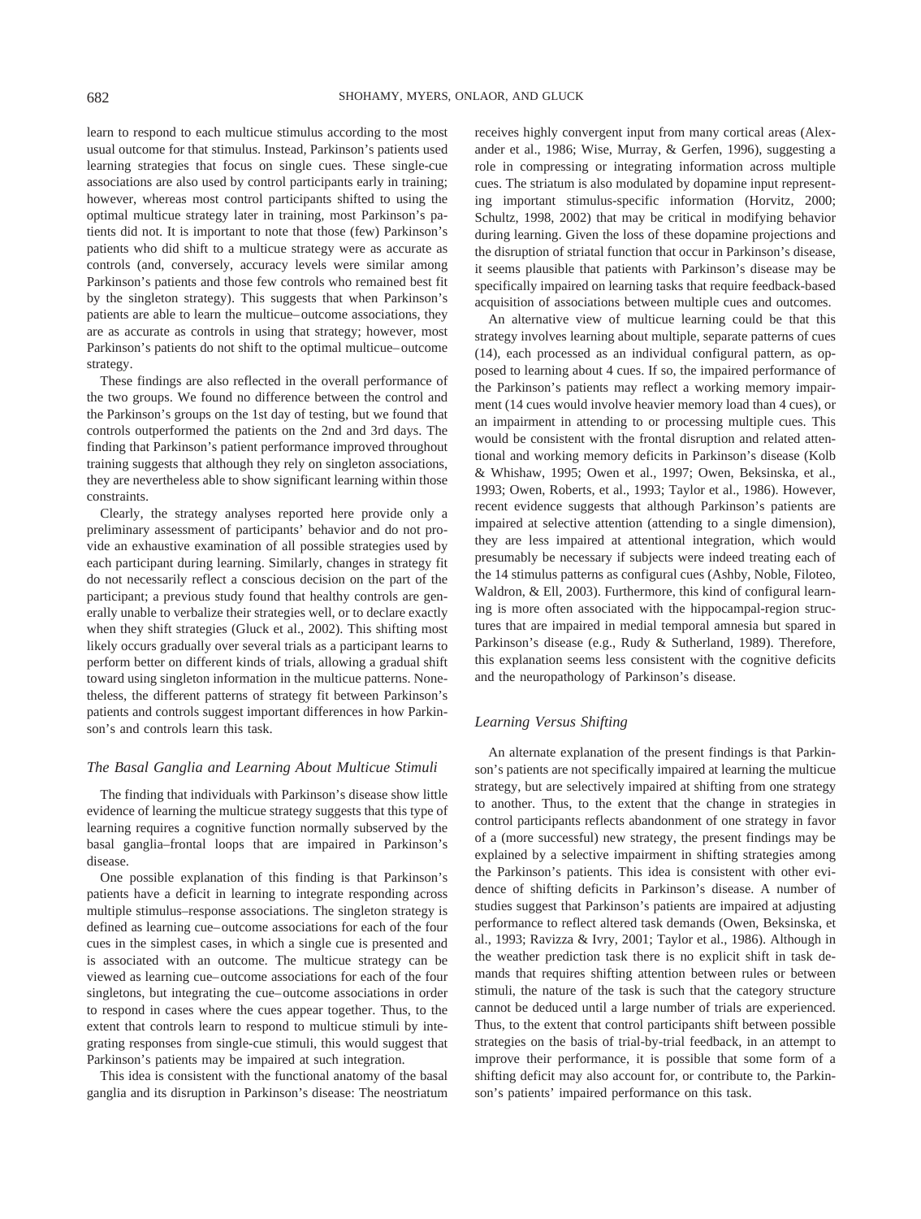learn to respond to each multicue stimulus according to the most usual outcome for that stimulus. Instead, Parkinson's patients used learning strategies that focus on single cues. These single-cue associations are also used by control participants early in training; however, whereas most control participants shifted to using the optimal multicue strategy later in training, most Parkinson's patients did not. It is important to note that those (few) Parkinson's patients who did shift to a multicue strategy were as accurate as controls (and, conversely, accuracy levels were similar among Parkinson's patients and those few controls who remained best fit by the singleton strategy). This suggests that when Parkinson's patients are able to learn the multicue–outcome associations, they are as accurate as controls in using that strategy; however, most Parkinson's patients do not shift to the optimal multicue–outcome strategy.

These findings are also reflected in the overall performance of the two groups. We found no difference between the control and the Parkinson's groups on the 1st day of testing, but we found that controls outperformed the patients on the 2nd and 3rd days. The finding that Parkinson's patient performance improved throughout training suggests that although they rely on singleton associations, they are nevertheless able to show significant learning within those constraints.

Clearly, the strategy analyses reported here provide only a preliminary assessment of participants' behavior and do not provide an exhaustive examination of all possible strategies used by each participant during learning. Similarly, changes in strategy fit do not necessarily reflect a conscious decision on the part of the participant; a previous study found that healthy controls are generally unable to verbalize their strategies well, or to declare exactly when they shift strategies (Gluck et al., 2002). This shifting most likely occurs gradually over several trials as a participant learns to perform better on different kinds of trials, allowing a gradual shift toward using singleton information in the multicue patterns. Nonetheless, the different patterns of strategy fit between Parkinson's patients and controls suggest important differences in how Parkinson's and controls learn this task.

### *The Basal Ganglia and Learning About Multicue Stimuli*

The finding that individuals with Parkinson's disease show little evidence of learning the multicue strategy suggests that this type of learning requires a cognitive function normally subserved by the basal ganglia–frontal loops that are impaired in Parkinson's disease.

One possible explanation of this finding is that Parkinson's patients have a deficit in learning to integrate responding across multiple stimulus–response associations. The singleton strategy is defined as learning cue–outcome associations for each of the four cues in the simplest cases, in which a single cue is presented and is associated with an outcome. The multicue strategy can be viewed as learning cue–outcome associations for each of the four singletons, but integrating the cue–outcome associations in order to respond in cases where the cues appear together. Thus, to the extent that controls learn to respond to multicue stimuli by integrating responses from single-cue stimuli, this would suggest that Parkinson's patients may be impaired at such integration.

This idea is consistent with the functional anatomy of the basal ganglia and its disruption in Parkinson's disease: The neostriatum receives highly convergent input from many cortical areas (Alexander et al., 1986; Wise, Murray, & Gerfen, 1996), suggesting a role in compressing or integrating information across multiple cues. The striatum is also modulated by dopamine input representing important stimulus-specific information (Horvitz, 2000; Schultz, 1998, 2002) that may be critical in modifying behavior during learning. Given the loss of these dopamine projections and the disruption of striatal function that occur in Parkinson's disease, it seems plausible that patients with Parkinson's disease may be specifically impaired on learning tasks that require feedback-based acquisition of associations between multiple cues and outcomes.

An alternative view of multicue learning could be that this strategy involves learning about multiple, separate patterns of cues (14), each processed as an individual configural pattern, as opposed to learning about 4 cues. If so, the impaired performance of the Parkinson's patients may reflect a working memory impairment (14 cues would involve heavier memory load than 4 cues), or an impairment in attending to or processing multiple cues. This would be consistent with the frontal disruption and related attentional and working memory deficits in Parkinson's disease (Kolb & Whishaw, 1995; Owen et al., 1997; Owen, Beksinska, et al., 1993; Owen, Roberts, et al., 1993; Taylor et al., 1986). However, recent evidence suggests that although Parkinson's patients are impaired at selective attention (attending to a single dimension), they are less impaired at attentional integration, which would presumably be necessary if subjects were indeed treating each of the 14 stimulus patterns as configural cues (Ashby, Noble, Filoteo, Waldron, & Ell, 2003). Furthermore, this kind of configural learning is more often associated with the hippocampal-region structures that are impaired in medial temporal amnesia but spared in Parkinson's disease (e.g., Rudy & Sutherland, 1989). Therefore, this explanation seems less consistent with the cognitive deficits and the neuropathology of Parkinson's disease.

### *Learning Versus Shifting*

An alternate explanation of the present findings is that Parkinson's patients are not specifically impaired at learning the multicue strategy, but are selectively impaired at shifting from one strategy to another. Thus, to the extent that the change in strategies in control participants reflects abandonment of one strategy in favor of a (more successful) new strategy, the present findings may be explained by a selective impairment in shifting strategies among the Parkinson's patients. This idea is consistent with other evidence of shifting deficits in Parkinson's disease. A number of studies suggest that Parkinson's patients are impaired at adjusting performance to reflect altered task demands (Owen, Beksinska, et al., 1993; Ravizza & Ivry, 2001; Taylor et al., 1986). Although in the weather prediction task there is no explicit shift in task demands that requires shifting attention between rules or between stimuli, the nature of the task is such that the category structure cannot be deduced until a large number of trials are experienced. Thus, to the extent that control participants shift between possible strategies on the basis of trial-by-trial feedback, in an attempt to improve their performance, it is possible that some form of a shifting deficit may also account for, or contribute to, the Parkinson's patients' impaired performance on this task.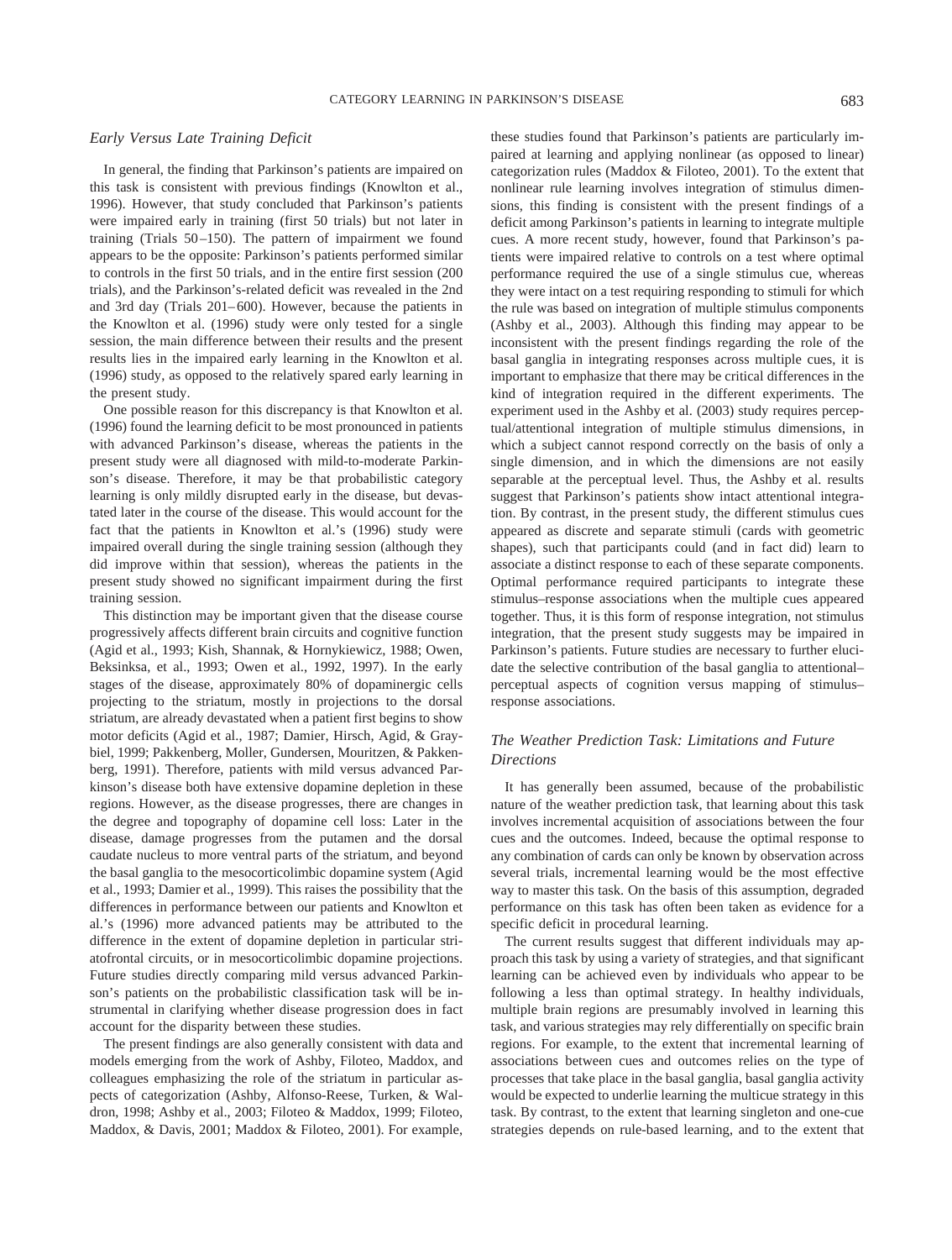### *Early Versus Late Training Deficit*

In general, the finding that Parkinson's patients are impaired on this task is consistent with previous findings (Knowlton et al., 1996). However, that study concluded that Parkinson's patients were impaired early in training (first 50 trials) but not later in training (Trials 50–150). The pattern of impairment we found appears to be the opposite: Parkinson's patients performed similar to controls in the first 50 trials, and in the entire first session (200 trials), and the Parkinson's-related deficit was revealed in the 2nd and 3rd day (Trials 201–600). However, because the patients in the Knowlton et al. (1996) study were only tested for a single session, the main difference between their results and the present results lies in the impaired early learning in the Knowlton et al. (1996) study, as opposed to the relatively spared early learning in the present study.

One possible reason for this discrepancy is that Knowlton et al. (1996) found the learning deficit to be most pronounced in patients with advanced Parkinson's disease, whereas the patients in the present study were all diagnosed with mild-to-moderate Parkinson's disease. Therefore, it may be that probabilistic category learning is only mildly disrupted early in the disease, but devastated later in the course of the disease. This would account for the fact that the patients in Knowlton et al.'s (1996) study were impaired overall during the single training session (although they did improve within that session), whereas the patients in the present study showed no significant impairment during the first training session.

This distinction may be important given that the disease course progressively affects different brain circuits and cognitive function (Agid et al., 1993; Kish, Shannak, & Hornykiewicz, 1988; Owen, Beksinksa, et al., 1993; Owen et al., 1992, 1997). In the early stages of the disease, approximately 80% of dopaminergic cells projecting to the striatum, mostly in projections to the dorsal striatum, are already devastated when a patient first begins to show motor deficits (Agid et al., 1987; Damier, Hirsch, Agid, & Graybiel, 1999; Pakkenberg, Moller, Gundersen, Mouritzen, & Pakkenberg, 1991). Therefore, patients with mild versus advanced Parkinson's disease both have extensive dopamine depletion in these regions. However, as the disease progresses, there are changes in the degree and topography of dopamine cell loss: Later in the disease, damage progresses from the putamen and the dorsal caudate nucleus to more ventral parts of the striatum, and beyond the basal ganglia to the mesocorticolimbic dopamine system (Agid et al., 1993; Damier et al., 1999). This raises the possibility that the differences in performance between our patients and Knowlton et al.'s (1996) more advanced patients may be attributed to the difference in the extent of dopamine depletion in particular striatofrontal circuits, or in mesocorticolimbic dopamine projections. Future studies directly comparing mild versus advanced Parkinson's patients on the probabilistic classification task will be instrumental in clarifying whether disease progression does in fact account for the disparity between these studies.

The present findings are also generally consistent with data and models emerging from the work of Ashby, Filoteo, Maddox, and colleagues emphasizing the role of the striatum in particular aspects of categorization (Ashby, Alfonso-Reese, Turken, & Waldron, 1998; Ashby et al., 2003; Filoteo & Maddox, 1999; Filoteo, Maddox, & Davis, 2001; Maddox & Filoteo, 2001). For example, these studies found that Parkinson's patients are particularly impaired at learning and applying nonlinear (as opposed to linear) categorization rules (Maddox & Filoteo, 2001). To the extent that nonlinear rule learning involves integration of stimulus dimensions, this finding is consistent with the present findings of a deficit among Parkinson's patients in learning to integrate multiple cues. A more recent study, however, found that Parkinson's patients were impaired relative to controls on a test where optimal performance required the use of a single stimulus cue, whereas they were intact on a test requiring responding to stimuli for which the rule was based on integration of multiple stimulus components (Ashby et al., 2003). Although this finding may appear to be inconsistent with the present findings regarding the role of the basal ganglia in integrating responses across multiple cues, it is important to emphasize that there may be critical differences in the kind of integration required in the different experiments. The experiment used in the Ashby et al. (2003) study requires perceptual/attentional integration of multiple stimulus dimensions, in which a subject cannot respond correctly on the basis of only a single dimension, and in which the dimensions are not easily separable at the perceptual level. Thus, the Ashby et al. results suggest that Parkinson's patients show intact attentional integration. By contrast, in the present study, the different stimulus cues appeared as discrete and separate stimuli (cards with geometric shapes), such that participants could (and in fact did) learn to associate a distinct response to each of these separate components. Optimal performance required participants to integrate these stimulus–response associations when the multiple cues appeared together. Thus, it is this form of response integration, not stimulus integration, that the present study suggests may be impaired in Parkinson's patients. Future studies are necessary to further elucidate the selective contribution of the basal ganglia to attentional–perceptual aspects of cognition versus mapping of stimulus–response associations.

### *The Weather Prediction Task: Limitations and Future Directions*

It has generally been assumed, because of the probabilistic nature of the weather prediction task, that learning about this task involves incremental acquisition of associations between the four cues and the outcomes. Indeed, because the optimal response to any combination of cards can only be known by observation across several trials, incremental learning would be the most effective way to master this task. On the basis of this assumption, degraded performance on this task has often been taken as evidence for a specific deficit in procedural learning.

The current results suggest that different individuals may approach this task by using a variety of strategies, and that significant learning can be achieved even by individuals who appear to be following a less than optimal strategy. In healthy individuals, multiple brain regions are presumably involved in learning this task, and various strategies may rely differentially on specific brain regions. For example, to the extent that incremental learning of associations between cues and outcomes relies on the type of processes that take place in the basal ganglia, basal ganglia activity would be expected to underlie learning the multicue strategy in this task. By contrast, to the extent that learning singleton and one-cue strategies depends on rule-based learning, and to the extent that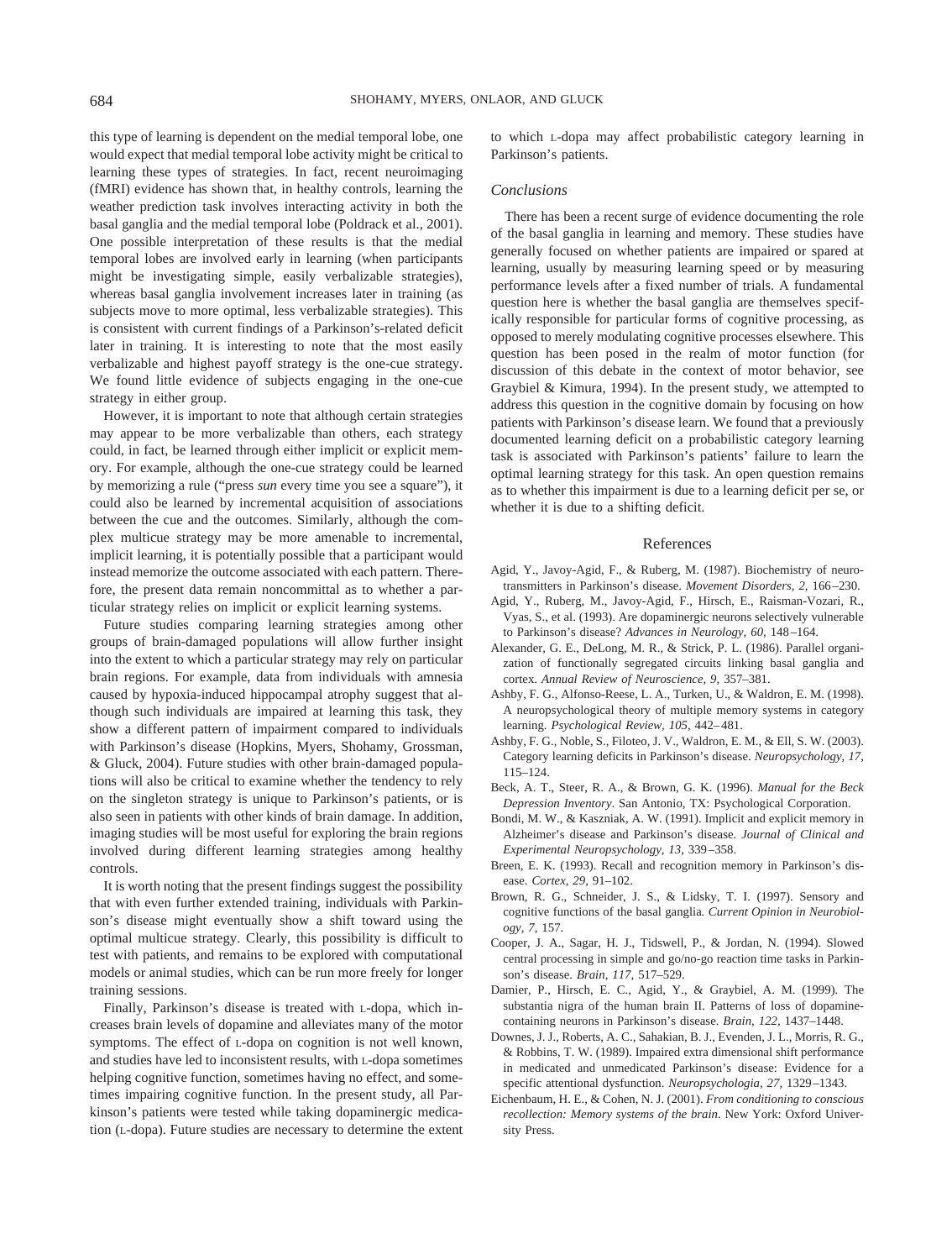this type of learning is dependent on the medial temporal lobe, one would expect that medial temporal lobe activity might be critical to learning these types of strategies. In fact, recent neuroimaging (fMRI) evidence has shown that, in healthy controls, learning the weather prediction task involves interacting activity in both the basal ganglia and the medial temporal lobe (Poldrack et al., 2001). One possible interpretation of these results is that the medial temporal lobes are involved early in learning (when participants might be investigating simple, easily verbalizable strategies), whereas basal ganglia involvement increases later in training (as subjects move to more optimal, less verbalizable strategies). This is consistent with current findings of a Parkinson's-related deficit later in training. It is interesting to note that the most easily verbalizable and highest payoff strategy is the one-cue strategy. We found little evidence of subjects engaging in the one-cue strategy in either group.

However, it is important to note that although certain strategies may appear to be more verbalizable than others, each strategy could, in fact, be learned through either implicit or explicit memory. For example, although the one-cue strategy could be learned by memorizing a rule ("press *sun* every time you see a square"), it could also be learned by incremental acquisition of associations between the cue and the outcomes. Similarly, although the complex multicue strategy may be more amenable to incremental, implicit learning, it is potentially possible that a participant would instead memorize the outcome associated with each pattern. Therefore, the present data remain noncommittal as to whether a particular strategy relies on implicit or explicit learning systems.

Future studies comparing learning strategies among other groups of brain-damaged populations will allow further insight into the extent to which a particular strategy may rely on particular brain regions. For example, data from individuals with amnesia caused by hypoxia-induced hippocampal atrophy suggest that although such individuals are impaired at learning this task, they show a different pattern of impairment compared to individuals with Parkinson's disease (Hopkins, Myers, Shohamy, Grossman, & Gluck, 2004). Future studies with other brain-damaged populations will also be critical to examine whether the tendency to rely on the singleton strategy is unique to Parkinson's patients, or is also seen in patients with other kinds of brain damage. In addition, imaging studies will be most useful for exploring the brain regions involved during different learning strategies among healthy controls.

It is worth noting that the present findings suggest the possibility that with even further extended training, individuals with Parkinson's disease might eventually show a shift toward using the optimal multicue strategy. Clearly, this possibility is difficult to test with patients, and remains to be explored with computational models or animal studies, which can be run more freely for longer training sessions.

Finally, Parkinson's disease is treated with L-dopa, which increases brain levels of dopamine and alleviates many of the motor symptoms. The effect of L-dopa on cognition is not well known, and studies have led to inconsistent results, with L-dopa sometimes helping cognitive function, sometimes having no effect, and sometimes impairing cognitive function. In the present study, all Parkinson's patients were tested while taking dopaminergic medication (L-dopa). Future studies are necessary to determine the extent to which L-dopa may affect probabilistic category learning in Parkinson's patients.

### *Conclusions*

There has been a recent surge of evidence documenting the role of the basal ganglia in learning and memory. These studies have generally focused on whether patients are impaired or spared at learning, usually by measuring learning speed or by measuring performance levels after a fixed number of trials. A fundamental question here is whether the basal ganglia are themselves specifically responsible for particular forms of cognitive processing, as opposed to merely modulating cognitive processes elsewhere. This question has been posed in the realm of motor function (for discussion of this debate in the context of motor behavior, see Graybiel & Kimura, 1994). In the present study, we attempted to address this question in the cognitive domain by focusing on how patients with Parkinson's disease learn. We found that a previously documented learning deficit on a probabilistic category learning task is associated with Parkinson's patients' failure to learn the optimal learning strategy for this task. An open question remains as to whether this impairment is due to a learning deficit per se, or whether it is due to a shifting deficit.

## References

Agid, Y., Javoy-Agid, F., & Ruberg, M. (1987). Biochemistry of neurotransmitters in Parkinson's disease. *Movement Disorders, 2,* 166–230.

Agid, Y., Ruberg, M., Javoy-Agid, F., Hirsch, E., Raisman-Vozari, R., Vyas, S., et al. (1993). Are dopaminergic neurons selectively vulnerable to Parkinson's disease? *Advances in Neurology, 60,* 148–164.

Alexander, G. E., DeLong, M. R., & Strick, P. L. (1986). Parallel organization of functionally segregated circuits linking basal ganglia and cortex. *Annual Review of Neuroscience, 9,* 357–381.

Ashby, F. G., Alfonso-Reese, L. A., Turken, U., & Waldron, E. M. (1998). A neuropsychological theory of multiple memory systems in category learning. *Psychological Review, 105,* 442–481.

Ashby, F. G., Noble, S., Filoteo, J. V., Waldron, E. M., & Ell, S. W. (2003). Category learning deficits in Parkinson's disease. *Neuropsychology, 17,* 115–124.

Beck, A. T., Steer, R. A., & Brown, G. K. (1996). *Manual for the Beck Depression Inventory.* San Antonio, TX: Psychological Corporation.

Bondi, M. W., & Kaszniak, A. W. (1991). Implicit and explicit memory in Alzheimer's disease and Parkinson's disease. *Journal of Clinical and Experimental Neuropsychology, 13,* 339–358.

Breen, E. K. (1993). Recall and recognition memory in Parkinson's disease. *Cortex, 29,* 91–102.

Brown, R. G., Schneider, J. S., & Lidsky, T. I. (1997). Sensory and cognitive functions of the basal ganglia. *Current Opinion in Neurobiology, 7,* 157.

Cooper, J. A., Sagar, H. J., Tidswell, P., & Jordan, N. (1994). Slowed central processing in simple and go/no-go reaction time tasks in Parkinson's disease. *Brain, 117,* 517–529.

Damier, P., Hirsch, E. C., Agid, Y., & Graybiel, A. M. (1999). The substantia nigra of the human brain II. Patterns of loss of dopamine-containing neurons in Parkinson's disease. *Brain, 122,* 1437–1448.

Downes, J. J., Roberts, A. C., Sahakian, B. J., Evenden, J. L., Morris, R. G., & Robbins, T. W. (1989). Impaired extra dimensional shift performance in medicated and unmedicated Parkinson's disease: Evidence for a specific attentional dysfunction. *Neuropsychologia, 27,* 1329–1343.

Eichenbaum, H. E., & Cohen, N. J. (2001). *From conditioning to conscious recollection: Memory systems of the brain*. New York: Oxford University Press.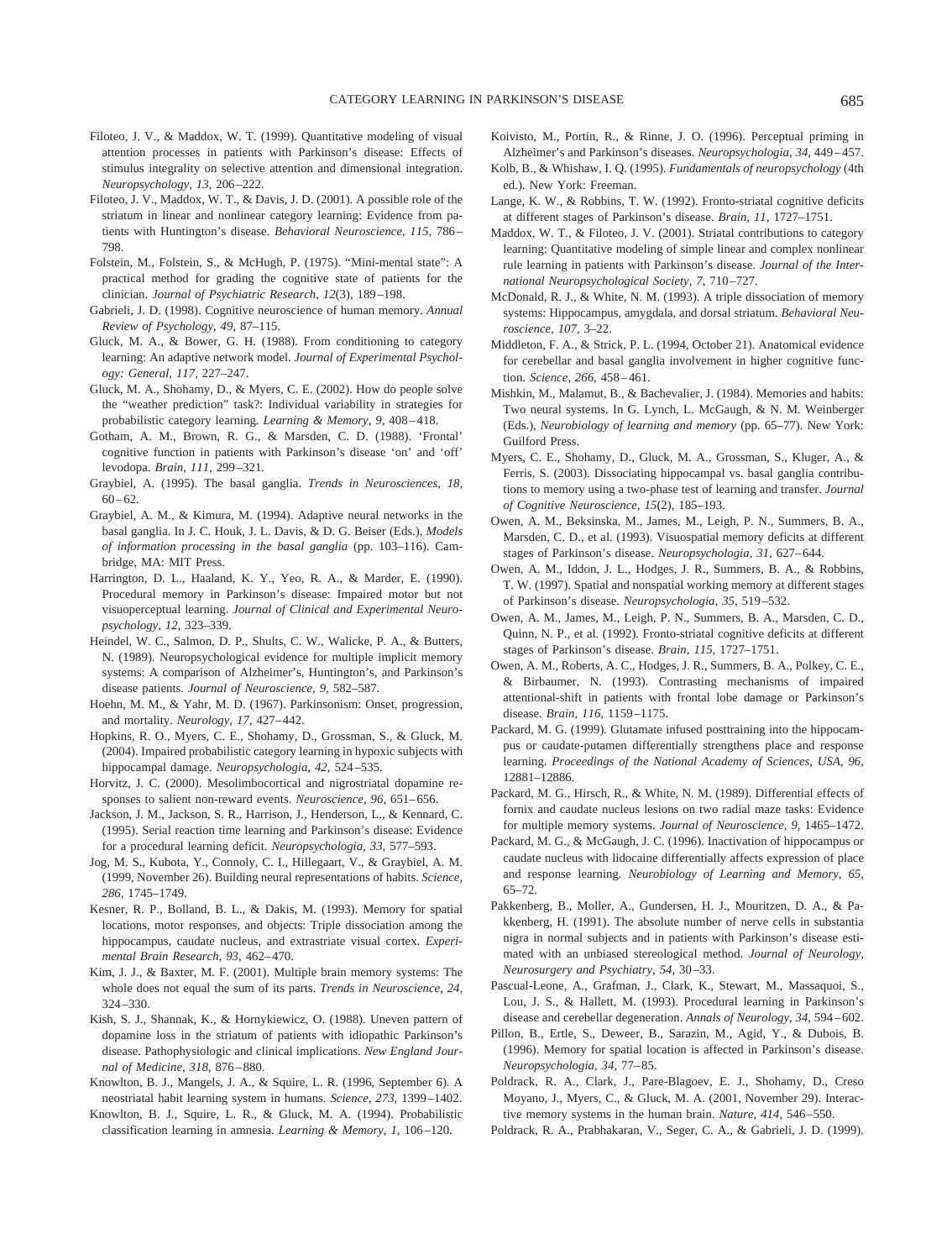Filoteo, J. V., & Maddox, W. T. (1999). Quantitative modeling of visual attention processes in patients with Parkinson's disease: Effects of stimulus integrality on selective attention and dimensional integration. *Neuropsychology, 13,* 206–222.

Filoteo, J. V., Maddox, W. T., & Davis, J. D. (2001). A possible role of the striatum in linear and nonlinear category learning: Evidence from patients with Huntington's disease. *Behavioral Neuroscience, 115,* 786–798.

Folstein, M., Folstein, S., & McHugh, P. (1975). "Mini-mental state": A practical method for grading the cognitive state of patients for the clinician. *Journal of Psychiatric Research, 12*(3), 189–198.

Gabrieli, J. D. (1998). Cognitive neuroscience of human memory. *Annual Review of Psychology, 49,* 87–115.

Gluck, M. A., & Bower, G. H. (1988). From conditioning to category learning: An adaptive network model. *Journal of Experimental Psychology: General, 117,* 227–247.

Gluck, M. A., Shohamy, D., & Myers, C. E. (2002). How do people solve the "weather prediction" task?: Individual variability in strategies for probabilistic category learning. *Learning & Memory, 9,* 408–418.

Gotham, A. M., Brown, R. G., & Marsden, C. D. (1988). 'Frontal' cognitive function in patients with Parkinson's disease 'on' and 'off' levodopa. *Brain, 111,* 299–321.

Graybiel, A. (1995). The basal ganglia. *Trends in Neurosciences, 18,* 60–62.

Graybiel, A. M., & Kimura, M. (1994). Adaptive neural networks in the basal ganglia. In J. C. Houk, J. L. Davis, & D. G. Beiser (Eds.), *Models of information processing in the basal ganglia* (pp. 103–116). Cambridge, MA: MIT Press.

Harrington, D. L., Haaland, K. Y., Yeo, R. A., & Marder, E. (1990). Procedural memory in Parkinson's disease: Impaired motor but not visuoperceptual learning. *Journal of Clinical and Experimental Neuropsychology, 12,* 323–339.

Heindel, W. C., Salmon, D. P., Shults, C. W., Walicke, P. A., & Butters, N. (1989). Neuropsychological evidence for multiple implicit memory systems: A comparison of Alzheimer's, Huntington's, and Parkinson's disease patients. *Journal of Neuroscience, 9,* 582–587.

Hoehn, M. M., & Yahr, M. D. (1967). Parkinsonism: Onset, progression, and mortality. *Neurology, 17,* 427–442.

Hopkins, R. O., Myers, C. E., Shohamy, D., Grossman, S., & Gluck, M. (2004). Impaired probabilistic category learning in hypoxic subjects with hippocampal damage. *Neuropsychologia, 42,* 524–535.

Horvitz, J. C. (2000). Mesolimbocortical and nigrostriatal dopamine responses to salient non-reward events. *Neuroscience, 96,* 651–656.

Jackson, J. M., Jackson, S. R., Harrison, J., Henderson, L., & Kennard, C. (1995). Serial reaction time learning and Parkinson's disease: Evidence for a procedural learning deficit. *Neuropsychologia, 33,* 577–593.

Jog, M. S., Kubota, Y., Connoly, C. I., Hillegaart, V., & Graybiel, A. M. (1999, November 26). Building neural representations of habits. *Science, 286,* 1745–1749.

Kesner, R. P., Bolland, B. L., & Dakis, M. (1993). Memory for spatial locations, motor responses, and objects: Triple dissociation among the hippocampus, caudate nucleus, and extrastriate visual cortex. *Experimental Brain Research, 93,* 462–470.

Kim, J. J., & Baxter, M. F. (2001). Multiple brain memory systems: The whole does not equal the sum of its parts. *Trends in Neuroscience, 24,* 324–330.

Kish, S. J., Shannak, K., & Hornykiewicz, O. (1988). Uneven pattern of dopamine loss in the striatum of patients with idiopathic Parkinson's disease. Pathophysiologic and clinical implications. *New England Journal of Medicine, 318,* 876–880.

Knowlton, B. J., Mangels, J. A., & Squire, L. R. (1996, September 6). A neostriatal habit learning system in humans. *Science, 273,* 1399–1402.

Knowlton, B. J., Squire, L. R., & Gluck, M. A. (1994). Probabilistic classification learning in amnesia. *Learning & Memory, 1,* 106–120.

Koivisto, M., Portin, R., & Rinne, J. O. (1996). Perceptual priming in Alzheimer's and Parkinson's diseases. *Neuropsychologia, 34,* 449–457.

Kolb, B., & Whishaw, I. Q. (1995). *Fundamentals of neuropsychology* (4th ed.). New York: Freeman.

Lange, K. W., & Robbins, T. W. (1992). Fronto-striatal cognitive deficits at different stages of Parkinson's disease. *Brain, 11,* 1727–1751.

Maddox, W. T., & Filoteo, J. V. (2001). Striatal contributions to category learning: Quantitative modeling of simple linear and complex nonlinear rule learning in patients with Parkinson's disease. *Journal of the International Neuropsychological Society, 7,* 710–727.

McDonald, R. J., & White, N. M. (1993). A triple dissociation of memory systems: Hippocampus, amygdala, and dorsal striatum. *Behavioral Neuroscience, 107,* 3–22.

Middleton, F. A., & Strick, P. L. (1994, October 21). Anatomical evidence for cerebellar and basal ganglia involvement in higher cognitive function. *Science, 266,* 458–461.

Mishkin, M., Malamut, B., & Bachevalier, J. (1984). Memories and habits: Two neural systems. In G. Lynch, L. McGaugh, & N. M. Weinberger (Eds.), *Neurobiology of learning and memory* (pp. 65–77). New York: Guilford Press.

Myers, C. E., Shohamy, D., Gluck, M. A., Grossman, S., Kluger, A., & Ferris, S. (2003). Dissociating hippocampal vs. basal ganglia contributions to memory using a two-phase test of learning and transfer. *Journal of Cognitive Neuroscience, 15*(2), 185–193.

Owen, A. M., Beksinska, M., James, M., Leigh, P. N., Summers, B. A., Marsden, C. D., et al. (1993). Visuospatial memory deficits at different stages of Parkinson's disease. *Neuropsychologia, 31,* 627–644.

Owen, A. M., Iddon, J. L., Hodges, J. R., Summers, B. A., & Robbins, T. W. (1997). Spatial and nonspatial working memory at different stages of Parkinson's disease. *Neuropsychologia, 35,* 519–532.

Owen, A. M., James, M., Leigh, P. N., Summers, B. A., Marsden, C. D., Quinn, N. P., et al. (1992). Fronto-striatal cognitive deficits at different stages of Parkinson's disease. *Brain, 115,* 1727–1751.

Owen, A. M., Roberts, A. C., Hodges, J. R., Summers, B. A., Polkey, C. E., & Birbaumer, N. (1993). Contrasting mechanisms of impaired attentional-shift in patients with frontal lobe damage or Parkinson's disease. *Brain, 116,* 1159–1175.

Packard, M. G. (1999). Glutamate infused posttraining into the hippocampus or caudate-putamen differentially strengthens place and response learning. *Proceedings of the National Academy of Sciences, USA, 96,* 12881–12886.

Packard, M. G., Hirsch, R., & White, N. M. (1989). Differential effects of fornix and caudate nucleus lesions on two radial maze tasks: Evidence for multiple memory systems. *Journal of Neuroscience, 9,* 1465–1472.

Packard, M. G., & McGaugh, J. C. (1996). Inactivation of hippocampus or caudate nucleus with lidocaine differentially affects expression of place and response learning. *Neurobiology of Learning and Memory, 65,* 65–72.

Pakkenberg, B., Moller, A., Gundersen, H. J., Mouritzen, D. A., & Pakkenberg, H. (1991). The absolute number of nerve cells in substantia nigra in normal subjects and in patients with Parkinson's disease estimated with an unbiased stereological method. *Journal of Neurology, Neurosurgery and Psychiatry, 54,* 30–33.

Pascual-Leone, A., Grafman, J., Clark, K., Stewart, M., Massaquoi, S., Lou, J. S., & Hallett, M. (1993). Procedural learning in Parkinson's disease and cerebellar degeneration. *Annals of Neurology, 34,* 594–602.

Pillon, B., Ertle, S., Deweer, B., Sarazin, M., Agid, Y., & Dubois, B. (1996). Memory for spatial location is affected in Parkinson's disease. *Neuropsychologia, 34,* 77–85.

Poldrack, R. A., Clark, J., Pare-Blagoev, E. J., Shohamy, D., Creso Moyano, J., Myers, C., & Gluck, M. A. (2001, November 29). Interactive memory systems in the human brain. *Nature, 414,* 546–550.

Poldrack, R. A., Prabhakaran, V., Seger, C. A., & Gabrieli, J. D. (1999).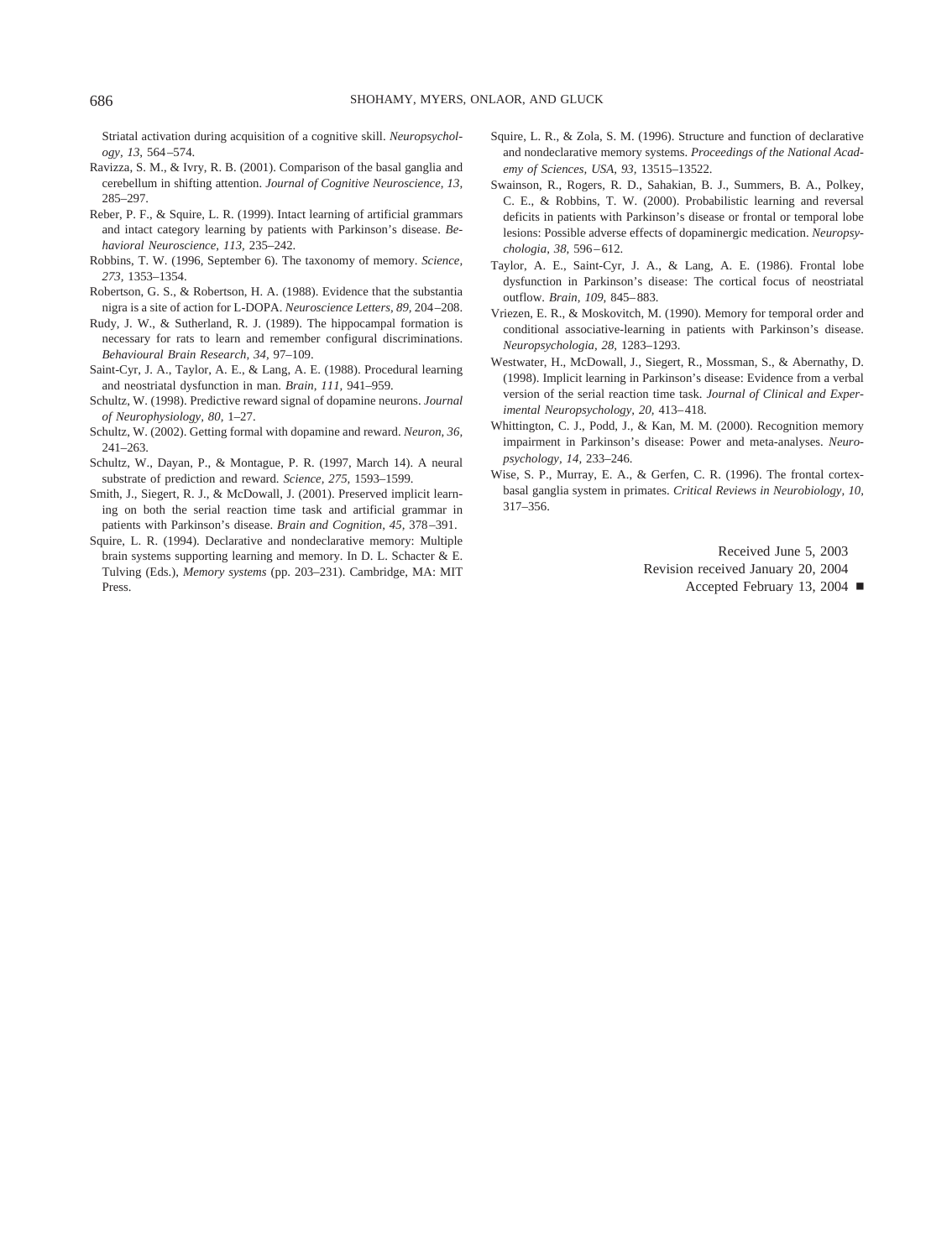Striatal activation during acquisition of a cognitive skill. *Neuropsychology, 13,* 564–574.

Ravizza, S. M., & Ivry, R. B. (2001). Comparison of the basal ganglia and cerebellum in shifting attention. *Journal of Cognitive Neuroscience, 13,* 285–297.

Reber, P. F., & Squire, L. R. (1999). Intact learning of artificial grammars and intact category learning by patients with Parkinson's disease. *Behavioral Neuroscience, 113,* 235–242.

Robbins, T. W. (1996, September 6). The taxonomy of memory. *Science, 273,* 1353–1354.

Robertson, G. S., & Robertson, H. A. (1988). Evidence that the substantia nigra is a site of action for L-DOPA. *Neuroscience Letters, 89,* 204–208.

Rudy, J. W., & Sutherland, R. J. (1989). The hippocampal formation is necessary for rats to learn and remember configural discriminations. *Behavioural Brain Research, 34,* 97–109.

Saint-Cyr, J. A., Taylor, A. E., & Lang, A. E. (1988). Procedural learning and neostriatal dysfunction in man. *Brain, 111,* 941–959.

Schultz, W. (1998). Predictive reward signal of dopamine neurons. *Journal of Neurophysiology, 80,* 1–27.

Schultz, W. (2002). Getting formal with dopamine and reward. *Neuron, 36,* 241–263.

Schultz, W., Dayan, P., & Montague, P. R. (1997, March 14). A neural substrate of prediction and reward. *Science, 275,* 1593–1599.

Smith, J., Siegert, R. J., & McDowall, J. (2001). Preserved implicit learning on both the serial reaction time task and artificial grammar in patients with Parkinson's disease. *Brain and Cognition, 45,* 378–391.

Squire, L. R. (1994). Declarative and nondeclarative memory: Multiple brain systems supporting learning and memory. In D. L. Schacter & E. Tulving (Eds.), *Memory systems* (pp. 203–231). Cambridge, MA: MIT Press.

Squire, L. R., & Zola, S. M. (1996). Structure and function of declarative and nondeclarative memory systems. *Proceedings of the National Academy of Sciences, USA, 93,* 13515–13522.

Swainson, R., Rogers, R. D., Sahakian, B. J., Summers, B. A., Polkey, C. E., & Robbins, T. W. (2000). Probabilistic learning and reversal deficits in patients with Parkinson's disease or frontal or temporal lobe lesions: Possible adverse effects of dopaminergic medication. *Neuropsychologia, 38,* 596–612.

Taylor, A. E., Saint-Cyr, J. A., & Lang, A. E. (1986). Frontal lobe dysfunction in Parkinson's disease: The cortical focus of neostriatal outflow. *Brain, 109,* 845–883.

Vriezen, E. R., & Moskovitch, M. (1990). Memory for temporal order and conditional associative-learning in patients with Parkinson's disease. *Neuropsychologia, 28,* 1283–1293.

Westwater, H., McDowall, J., Siegert, R., Mossman, S., & Abernathy, D. (1998). Implicit learning in Parkinson's disease: Evidence from a verbal version of the serial reaction time task. *Journal of Clinical and Experimental Neuropsychology, 20,* 413–418.

Whittington, C. J., Podd, J., & Kan, M. M. (2000). Recognition memory impairment in Parkinson's disease: Power and meta-analyses. *Neuropsychology, 14,* 233–246.

Wise, S. P., Murray, E. A., & Gerfen, C. R. (1996). The frontal cortex-basal ganglia system in primates. *Critical Reviews in Neurobiology, 10,* 317–356.

Received June 5, 2003
Revision received January 20, 2004
Accepted February 13, 2004 ■